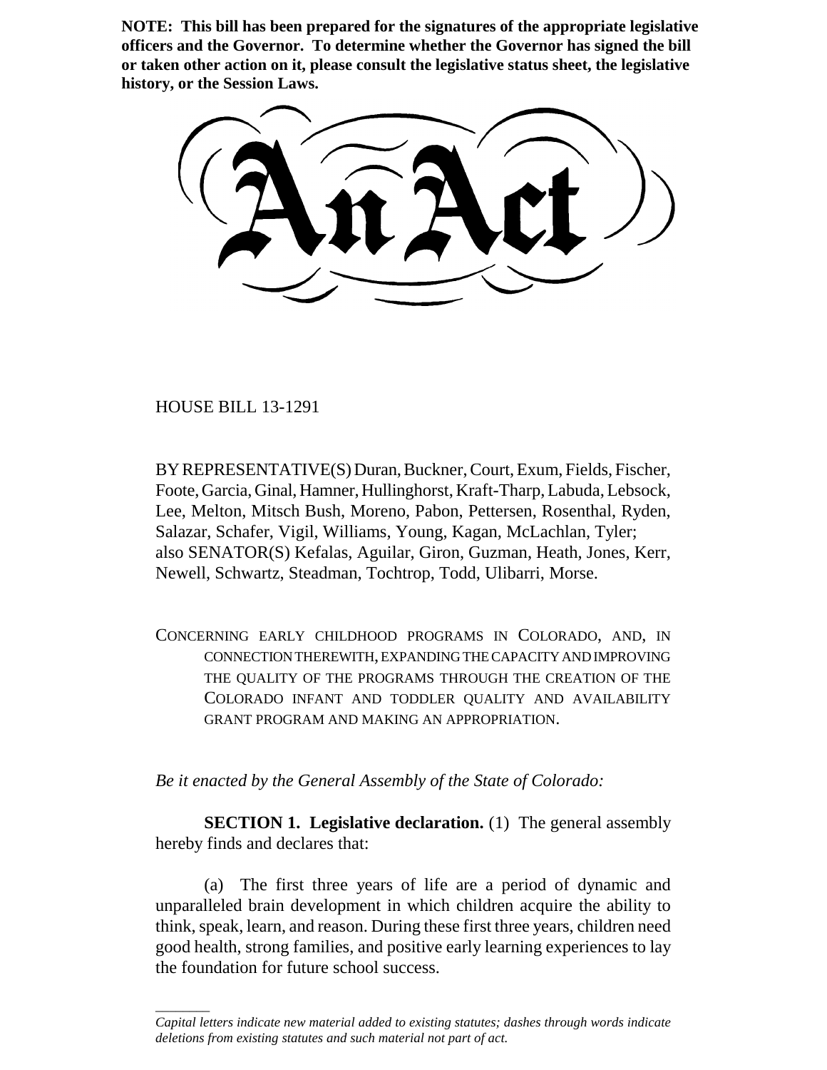**NOTE: This bill has been prepared for the signatures of the appropriate legislative officers and the Governor. To determine whether the Governor has signed the bill or taken other action on it, please consult the legislative status sheet, the legislative history, or the Session Laws.**

# An Act

HOUSE BILL 13-1291

BY REPRESENTATIVE(S) Duran, Buckner, Court, Exum, Fields, Fischer, Foote, Garcia, Ginal, Hamner, Hullinghorst, Kraft-Tharp, Labuda, Lebsock, Lee, Melton, Mitsch Bush, Moreno, Pabon, Pettersen, Rosenthal, Ryden, Salazar, Schafer, Vigil, Williams, Young, Kagan, McLachlan, Tyler; also SENATOR(S) Kefalas, Aguilar, Giron, Guzman, Heath, Jones, Kerr, Newell, Schwartz, Steadman, Tochtrop, Todd, Ulibarri, Morse.

CONCERNING EARLY CHILDHOOD PROGRAMS IN COLORADO, AND, IN CONNECTION THEREWITH, EXPANDING THE CAPACITY AND IMPROVING THE QUALITY OF THE PROGRAMS THROUGH THE CREATION OF THE COLORADO INFANT AND TODDLER QUALITY AND AVAILABILITY GRANT PROGRAM AND MAKING AN APPROPRIATION.

*Be it enacted by the General Assembly of the State of Colorado:*

**SECTION 1. Legislative declaration.** (1) The general assembly hereby finds and declares that:

(a) The first three years of life are a period of dynamic and unparalleled brain development in which children acquire the ability to think, speak, learn, and reason. During these first three years, children need good health, strong families, and positive early learning experiences to lay the foundation for future school success.

---

*Capital letters indicate new material added to existing statutes; dashes through words indicate deletions from existing statutes and such material not part of act.*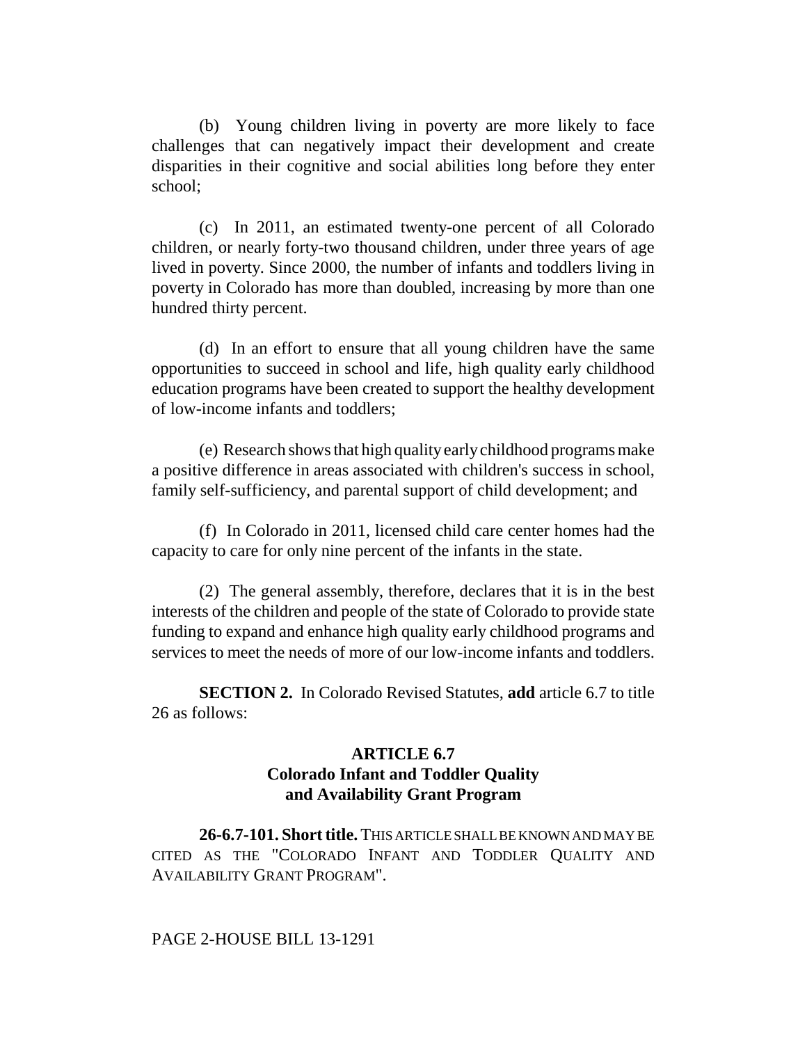(b) Young children living in poverty are more likely to face challenges that can negatively impact their development and create disparities in their cognitive and social abilities long before they enter school;

(c) In 2011, an estimated twenty-one percent of all Colorado children, or nearly forty-two thousand children, under three years of age lived in poverty. Since 2000, the number of infants and toddlers living in poverty in Colorado has more than doubled, increasing by more than one hundred thirty percent.

(d) In an effort to ensure that all young children have the same opportunities to succeed in school and life, high quality early childhood education programs have been created to support the healthy development of low-income infants and toddlers;

(e) Research shows that high quality early childhood programs make a positive difference in areas associated with children's success in school, family self-sufficiency, and parental support of child development; and

(f) In Colorado in 2011, licensed child care center homes had the capacity to care for only nine percent of the infants in the state.

(2) The general assembly, therefore, declares that it is in the best interests of the children and people of the state of Colorado to provide state funding to expand and enhance high quality early childhood programs and services to meet the needs of more of our low-income infants and toddlers.

**SECTION 2.** In Colorado Revised Statutes, **add** article 6.7 to title 26 as follows:

## ARTICLE 6.7
## Colorado Infant and Toddler Quality and Availability Grant Program

**26-6.7-101. Short title.** THIS ARTICLE SHALL BE KNOWN AND MAY BE CITED AS THE "COLORADO INFANT AND TODDLER QUALITY AND AVAILABILITY GRANT PROGRAM".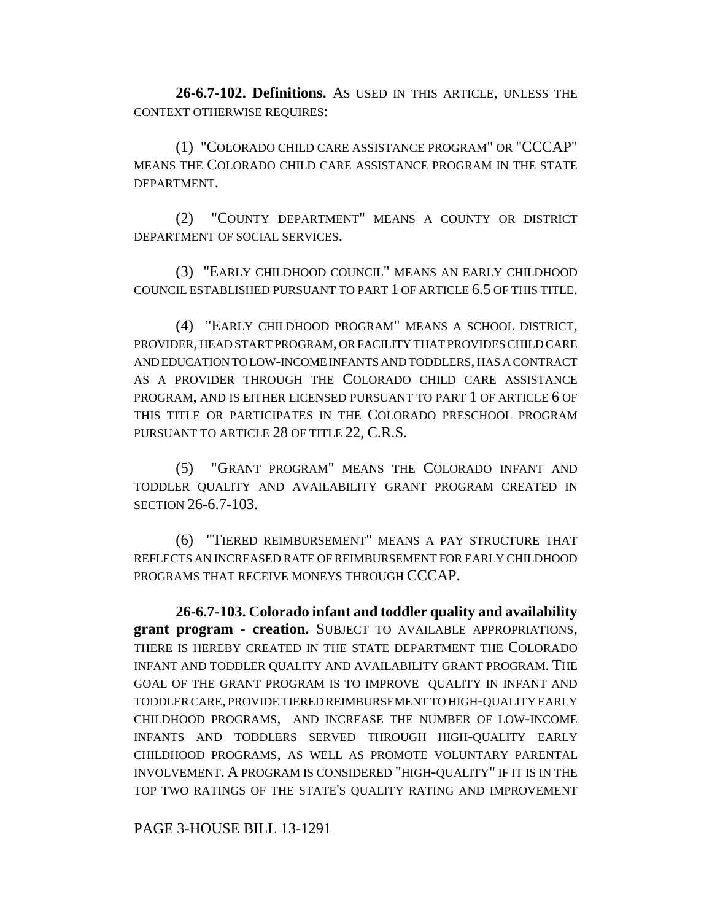**26-6.7-102. Definitions.** AS USED IN THIS ARTICLE, UNLESS THE CONTEXT OTHERWISE REQUIRES:

(1) "COLORADO CHILD CARE ASSISTANCE PROGRAM" OR "CCCAP" MEANS THE COLORADO CHILD CARE ASSISTANCE PROGRAM IN THE STATE DEPARTMENT.

(2) "COUNTY DEPARTMENT" MEANS A COUNTY OR DISTRICT DEPARTMENT OF SOCIAL SERVICES.

(3) "EARLY CHILDHOOD COUNCIL" MEANS AN EARLY CHILDHOOD COUNCIL ESTABLISHED PURSUANT TO PART 1 OF ARTICLE 6.5 OF THIS TITLE.

(4) "EARLY CHILDHOOD PROGRAM" MEANS A SCHOOL DISTRICT, PROVIDER, HEAD START PROGRAM, OR FACILITY THAT PROVIDES CHILD CARE AND EDUCATION TO LOW-INCOME INFANTS AND TODDLERS, HAS A CONTRACT AS A PROVIDER THROUGH THE COLORADO CHILD CARE ASSISTANCE PROGRAM, AND IS EITHER LICENSED PURSUANT TO PART 1 OF ARTICLE 6 OF THIS TITLE OR PARTICIPATES IN THE COLORADO PRESCHOOL PROGRAM PURSUANT TO ARTICLE 28 OF TITLE 22, C.R.S.

(5) "GRANT PROGRAM" MEANS THE COLORADO INFANT AND TODDLER QUALITY AND AVAILABILITY GRANT PROGRAM CREATED IN SECTION 26-6.7-103.

(6) "TIERED REIMBURSEMENT" MEANS A PAY STRUCTURE THAT REFLECTS AN INCREASED RATE OF REIMBURSEMENT FOR EARLY CHILDHOOD PROGRAMS THAT RECEIVE MONEYS THROUGH CCCAP.

**26-6.7-103. Colorado infant and toddler quality and availability grant program - creation.** SUBJECT TO AVAILABLE APPROPRIATIONS, THERE IS HEREBY CREATED IN THE STATE DEPARTMENT THE COLORADO INFANT AND TODDLER QUALITY AND AVAILABILITY GRANT PROGRAM. THE GOAL OF THE GRANT PROGRAM IS TO IMPROVE QUALITY IN INFANT AND TODDLER CARE, PROVIDE TIERED REIMBURSEMENT TO HIGH-QUALITY EARLY CHILDHOOD PROGRAMS, AND INCREASE THE NUMBER OF LOW-INCOME INFANTS AND TODDLERS SERVED THROUGH HIGH-QUALITY EARLY CHILDHOOD PROGRAMS, AS WELL AS PROMOTE VOLUNTARY PARENTAL INVOLVEMENT. A PROGRAM IS CONSIDERED "HIGH-QUALITY" IF IT IS IN THE TOP TWO RATINGS OF THE STATE'S QUALITY RATING AND IMPROVEMENT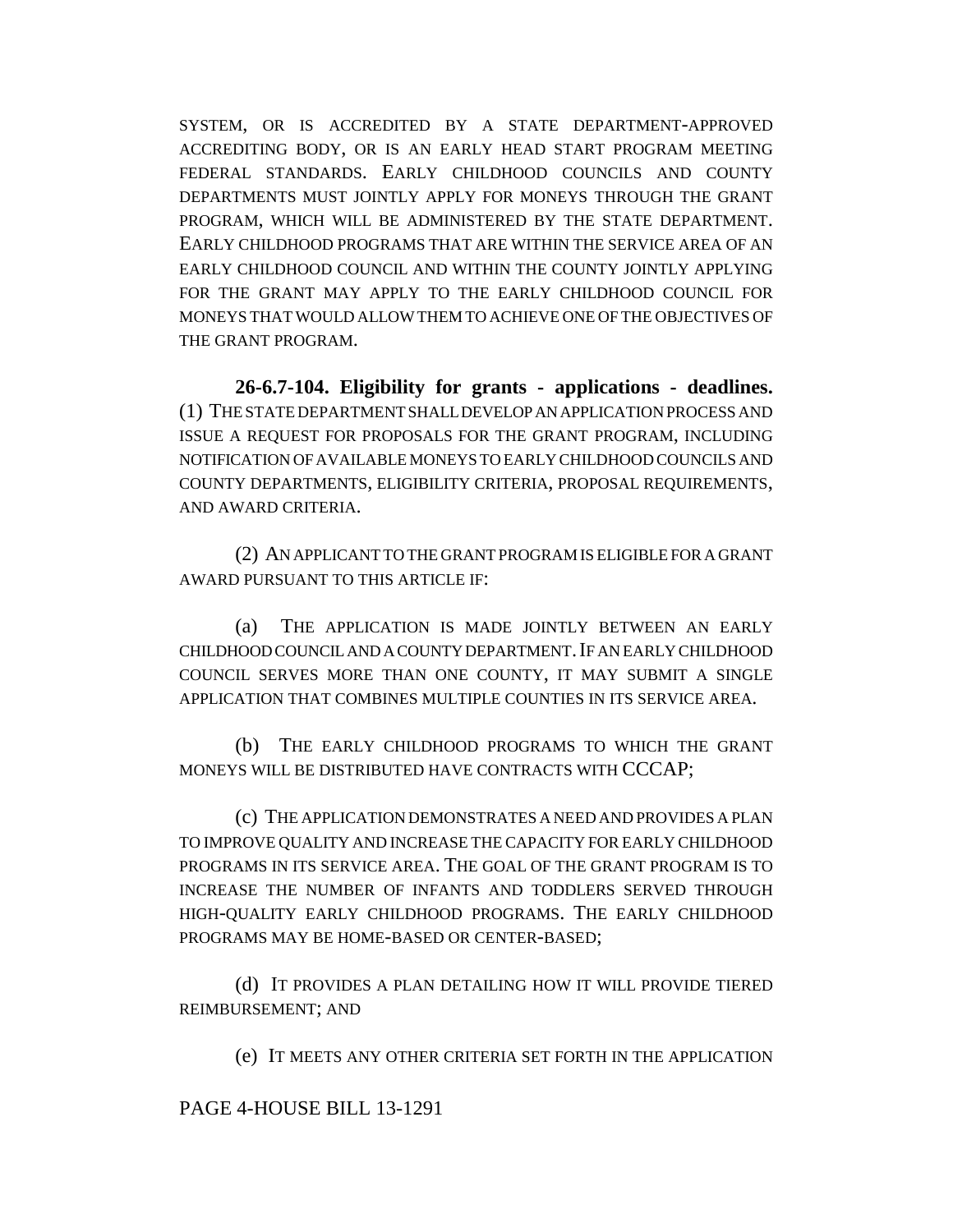SYSTEM, OR IS ACCREDITED BY A STATE DEPARTMENT-APPROVED ACCREDITING BODY, OR IS AN EARLY HEAD START PROGRAM MEETING FEDERAL STANDARDS. EARLY CHILDHOOD COUNCILS AND COUNTY DEPARTMENTS MUST JOINTLY APPLY FOR MONEYS THROUGH THE GRANT PROGRAM, WHICH WILL BE ADMINISTERED BY THE STATE DEPARTMENT. EARLY CHILDHOOD PROGRAMS THAT ARE WITHIN THE SERVICE AREA OF AN EARLY CHILDHOOD COUNCIL AND WITHIN THE COUNTY JOINTLY APPLYING FOR THE GRANT MAY APPLY TO THE EARLY CHILDHOOD COUNCIL FOR MONEYS THAT WOULD ALLOW THEM TO ACHIEVE ONE OF THE OBJECTIVES OF THE GRANT PROGRAM.

**26-6.7-104. Eligibility for grants - applications - deadlines.** (1) THE STATE DEPARTMENT SHALL DEVELOP AN APPLICATION PROCESS AND ISSUE A REQUEST FOR PROPOSALS FOR THE GRANT PROGRAM, INCLUDING NOTIFICATION OF AVAILABLE MONEYS TO EARLY CHILDHOOD COUNCILS AND COUNTY DEPARTMENTS, ELIGIBILITY CRITERIA, PROPOSAL REQUIREMENTS, AND AWARD CRITERIA.

(2) AN APPLICANT TO THE GRANT PROGRAM IS ELIGIBLE FOR A GRANT AWARD PURSUANT TO THIS ARTICLE IF:

(a) THE APPLICATION IS MADE JOINTLY BETWEEN AN EARLY CHILDHOOD COUNCIL AND A COUNTY DEPARTMENT. IF AN EARLY CHILDHOOD COUNCIL SERVES MORE THAN ONE COUNTY, IT MAY SUBMIT A SINGLE APPLICATION THAT COMBINES MULTIPLE COUNTIES IN ITS SERVICE AREA.

(b) THE EARLY CHILDHOOD PROGRAMS TO WHICH THE GRANT MONEYS WILL BE DISTRIBUTED HAVE CONTRACTS WITH CCCAP;

(c) THE APPLICATION DEMONSTRATES A NEED AND PROVIDES A PLAN TO IMPROVE QUALITY AND INCREASE THE CAPACITY FOR EARLY CHILDHOOD PROGRAMS IN ITS SERVICE AREA. THE GOAL OF THE GRANT PROGRAM IS TO INCREASE THE NUMBER OF INFANTS AND TODDLERS SERVED THROUGH HIGH-QUALITY EARLY CHILDHOOD PROGRAMS. THE EARLY CHILDHOOD PROGRAMS MAY BE HOME-BASED OR CENTER-BASED;

(d) IT PROVIDES A PLAN DETAILING HOW IT WILL PROVIDE TIERED REIMBURSEMENT; AND

(e) IT MEETS ANY OTHER CRITERIA SET FORTH IN THE APPLICATION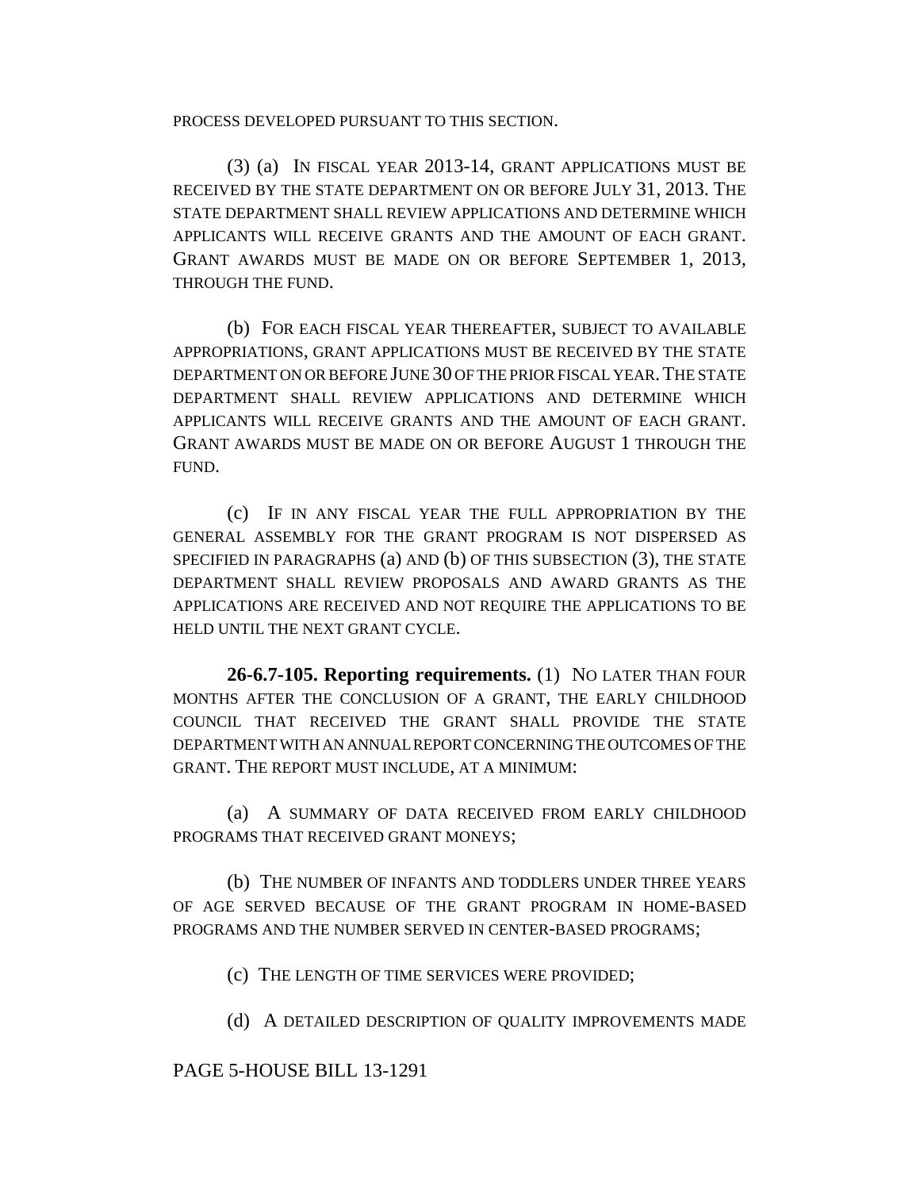PROCESS DEVELOPED PURSUANT TO THIS SECTION.

(3) (a) IN FISCAL YEAR 2013-14, GRANT APPLICATIONS MUST BE RECEIVED BY THE STATE DEPARTMENT ON OR BEFORE JULY 31, 2013. THE STATE DEPARTMENT SHALL REVIEW APPLICATIONS AND DETERMINE WHICH APPLICANTS WILL RECEIVE GRANTS AND THE AMOUNT OF EACH GRANT. GRANT AWARDS MUST BE MADE ON OR BEFORE SEPTEMBER 1, 2013, THROUGH THE FUND.

(b) FOR EACH FISCAL YEAR THEREAFTER, SUBJECT TO AVAILABLE APPROPRIATIONS, GRANT APPLICATIONS MUST BE RECEIVED BY THE STATE DEPARTMENT ON OR BEFORE JUNE 30 OF THE PRIOR FISCAL YEAR. THE STATE DEPARTMENT SHALL REVIEW APPLICATIONS AND DETERMINE WHICH APPLICANTS WILL RECEIVE GRANTS AND THE AMOUNT OF EACH GRANT. GRANT AWARDS MUST BE MADE ON OR BEFORE AUGUST 1 THROUGH THE FUND.

(c) IF IN ANY FISCAL YEAR THE FULL APPROPRIATION BY THE GENERAL ASSEMBLY FOR THE GRANT PROGRAM IS NOT DISPERSED AS SPECIFIED IN PARAGRAPHS (a) AND (b) OF THIS SUBSECTION (3), THE STATE DEPARTMENT SHALL REVIEW PROPOSALS AND AWARD GRANTS AS THE APPLICATIONS ARE RECEIVED AND NOT REQUIRE THE APPLICATIONS TO BE HELD UNTIL THE NEXT GRANT CYCLE.

**26-6.7-105. Reporting requirements.** (1) NO LATER THAN FOUR MONTHS AFTER THE CONCLUSION OF A GRANT, THE EARLY CHILDHOOD COUNCIL THAT RECEIVED THE GRANT SHALL PROVIDE THE STATE DEPARTMENT WITH AN ANNUAL REPORT CONCERNING THE OUTCOMES OF THE GRANT. THE REPORT MUST INCLUDE, AT A MINIMUM:

(a) A SUMMARY OF DATA RECEIVED FROM EARLY CHILDHOOD PROGRAMS THAT RECEIVED GRANT MONEYS;

(b) THE NUMBER OF INFANTS AND TODDLERS UNDER THREE YEARS OF AGE SERVED BECAUSE OF THE GRANT PROGRAM IN HOME-BASED PROGRAMS AND THE NUMBER SERVED IN CENTER-BASED PROGRAMS;

(c) THE LENGTH OF TIME SERVICES WERE PROVIDED;

(d) A DETAILED DESCRIPTION OF QUALITY IMPROVEMENTS MADE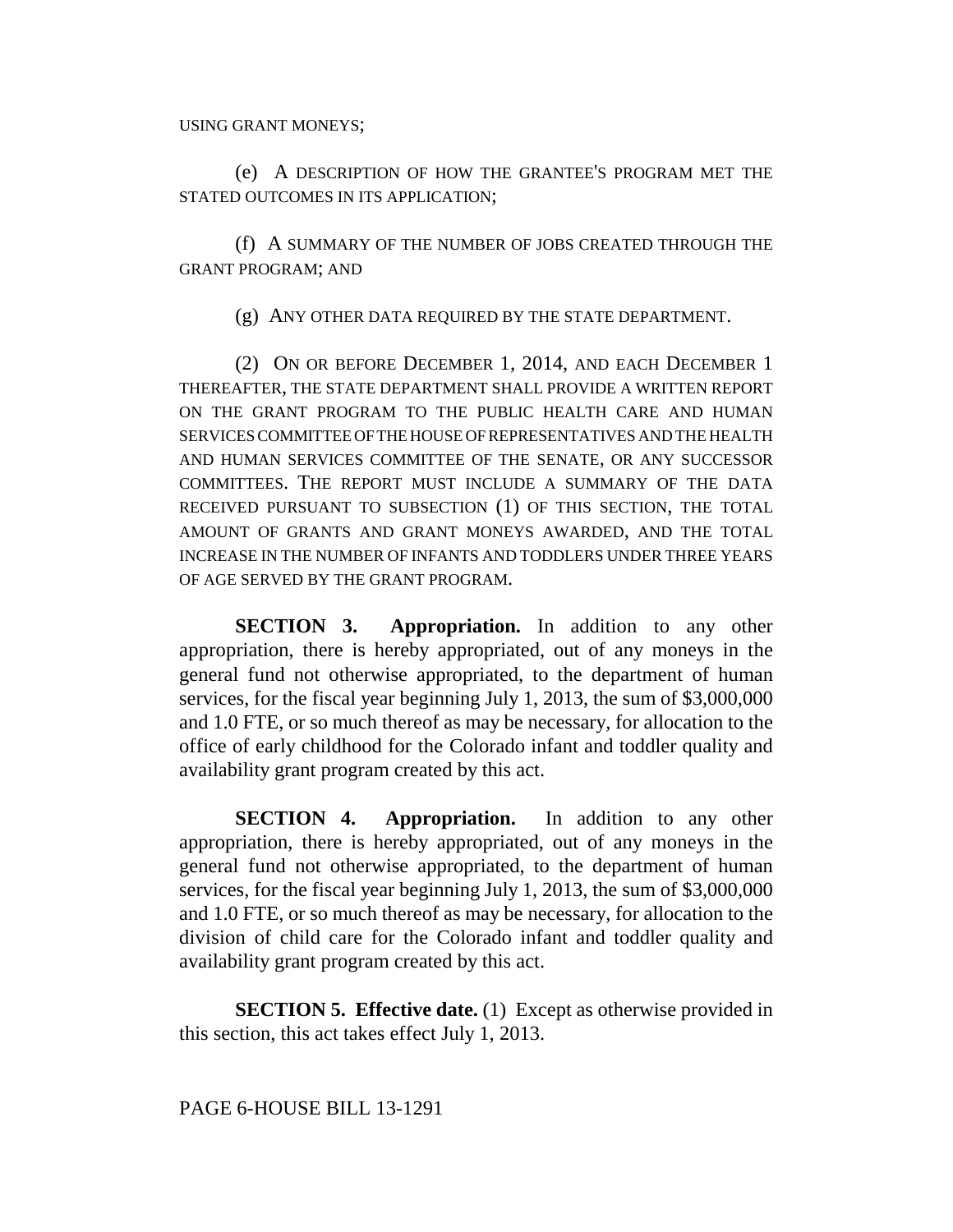USING GRANT MONEYS;

(e) A DESCRIPTION OF HOW THE GRANTEE'S PROGRAM MET THE STATED OUTCOMES IN ITS APPLICATION;

(f) A SUMMARY OF THE NUMBER OF JOBS CREATED THROUGH THE GRANT PROGRAM; AND

(g) ANY OTHER DATA REQUIRED BY THE STATE DEPARTMENT.

(2) ON OR BEFORE DECEMBER 1, 2014, AND EACH DECEMBER 1 THEREAFTER, THE STATE DEPARTMENT SHALL PROVIDE A WRITTEN REPORT ON THE GRANT PROGRAM TO THE PUBLIC HEALTH CARE AND HUMAN SERVICES COMMITTEE OF THE HOUSE OF REPRESENTATIVES AND THE HEALTH AND HUMAN SERVICES COMMITTEE OF THE SENATE, OR ANY SUCCESSOR COMMITTEES. THE REPORT MUST INCLUDE A SUMMARY OF THE DATA RECEIVED PURSUANT TO SUBSECTION (1) OF THIS SECTION, THE TOTAL AMOUNT OF GRANTS AND GRANT MONEYS AWARDED, AND THE TOTAL INCREASE IN THE NUMBER OF INFANTS AND TODDLERS UNDER THREE YEARS OF AGE SERVED BY THE GRANT PROGRAM.

**SECTION 3. Appropriation.** In addition to any other appropriation, there is hereby appropriated, out of any moneys in the general fund not otherwise appropriated, to the department of human services, for the fiscal year beginning July 1, 2013, the sum of $3,000,000 and 1.0 FTE, or so much thereof as may be necessary, for allocation to the office of early childhood for the Colorado infant and toddler quality and availability grant program created by this act.

**SECTION 4. Appropriation.** In addition to any other appropriation, there is hereby appropriated, out of any moneys in the general fund not otherwise appropriated, to the department of human services, for the fiscal year beginning July 1, 2013, the sum of $3,000,000 and 1.0 FTE, or so much thereof as may be necessary, for allocation to the division of child care for the Colorado infant and toddler quality and availability grant program created by this act.

**SECTION 5. Effective date.** (1) Except as otherwise provided in this section, this act takes effect July 1, 2013.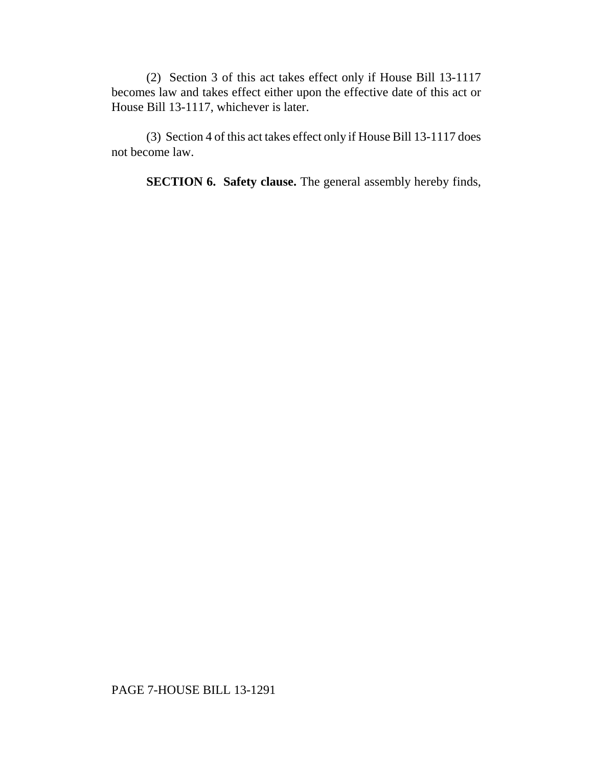(2) Section 3 of this act takes effect only if House Bill 13-1117 becomes law and takes effect either upon the effective date of this act or House Bill 13-1117, whichever is later.

(3) Section 4 of this act takes effect only if House Bill 13-1117 does not become law.

**SECTION 6. Safety clause.** The general assembly hereby finds,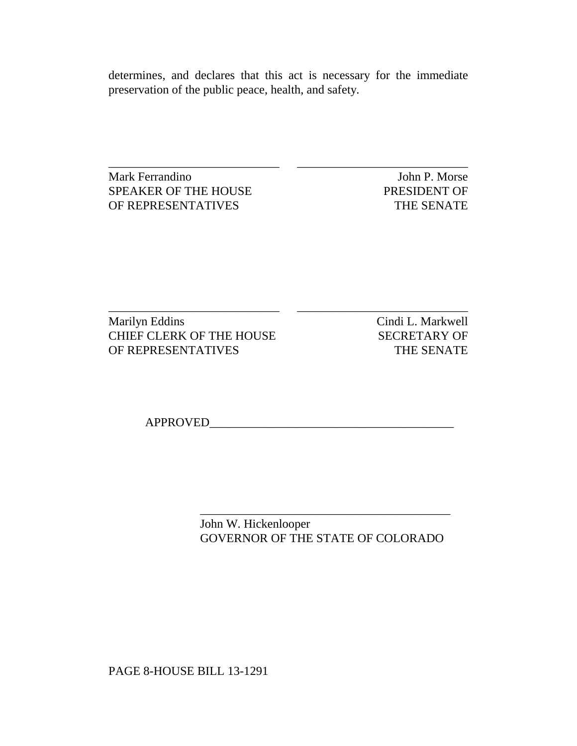determines, and declares that this act is necessary for the immediate preservation of the public peace, health, and safety.

____________________________ ____________________________

Mark Ferrandino
SPEAKER OF THE HOUSE
OF REPRESENTATIVES

John P. Morse
PRESIDENT OF
THE SENATE

____________________________ ____________________________

Marilyn Eddins
CHIEF CLERK OF THE HOUSE
OF REPRESENTATIVES

Cindi L. Markwell
SECRETARY OF
THE SENATE

APPROVED________________________________________

_________________________________________

John W. Hickenlooper
GOVERNOR OF THE STATE OF COLORADO

PAGE 8-HOUSE BILL 13-1291